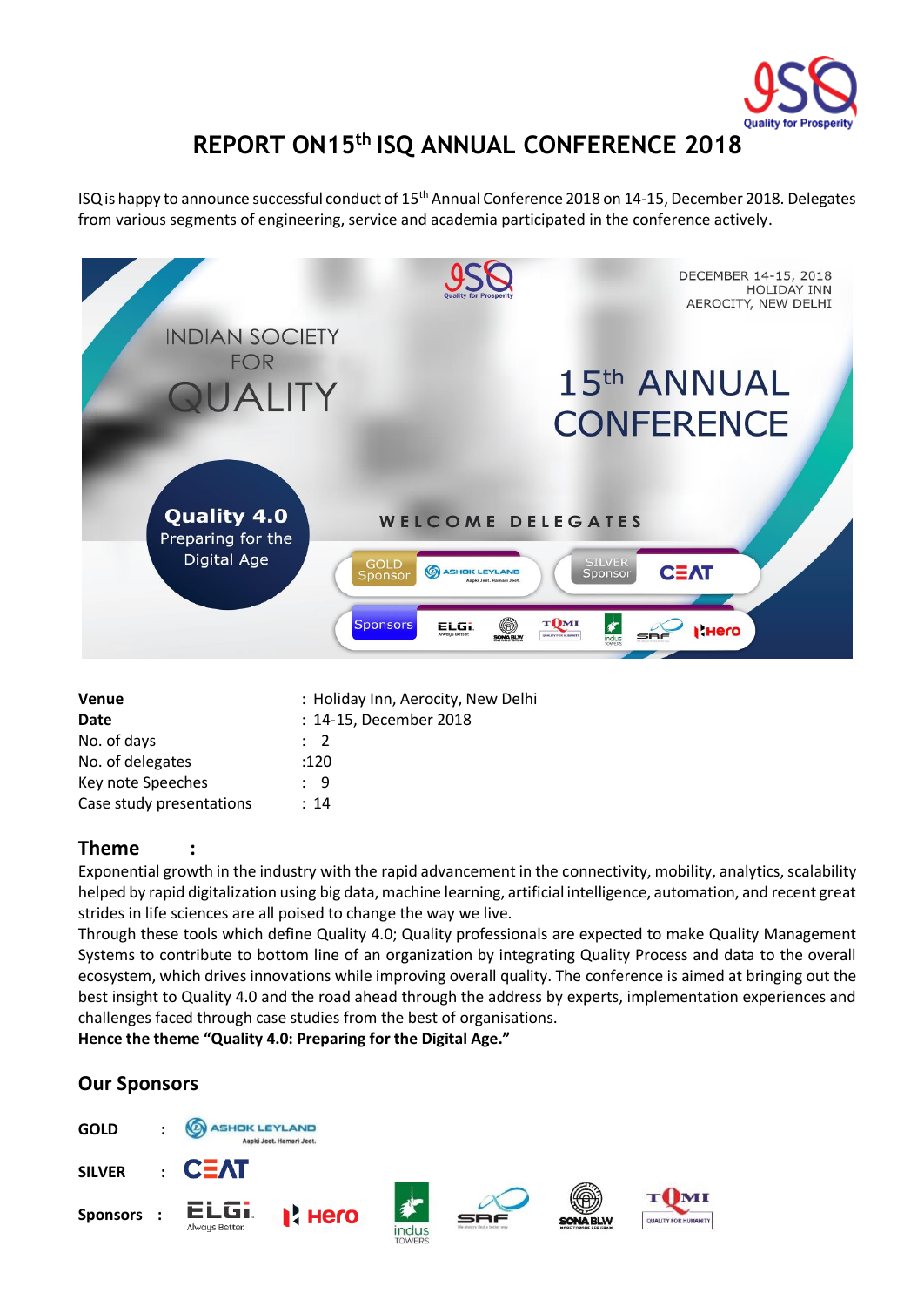# REPORT ON15th ISQ ANNUAL CONFERENCE 2018

ISQ is happy to announce successful conduct of 15th Annual Conference 2018 on 14-15, December 2018. Delegates from various segments of engineering, service and academia participated in the conference actively.

INDIAN SOCIETY FOR QUALITY

DECEMBER 14-15, 2018
HOLIDAY INN
AEROCITY, NEW DELHI

15th ANNUAL CONFERENCE

**Quality 4.0**
Preparing for the Digital Age

WELCOME DELEGATES

GOLD Sponsor: ASHOK LEYLAND
SILVER Sponsor: CEAT
Sponsors: ELGi, SONA BLW, TQMI, indus TOWERS, SRF, Hero

| | |
|---|---|
| **Venue** | : Holiday Inn, Aerocity, New Delhi |
| **Date** | : 14-15, December 2018 |
| No. of days | : 2 |
| No. of delegates | :120 |
| Key note Speeches | : 9 |
| Case study presentations | : 14 |

## Theme :

Exponential growth in the industry with the rapid advancement in the connectivity, mobility, analytics, scalability helped by rapid digitalization using big data, machine learning, artificial intelligence, automation, and recent great strides in life sciences are all poised to change the way we live.

Through these tools which define Quality 4.0; Quality professionals are expected to make Quality Management Systems to contribute to bottom line of an organization by integrating Quality Process and data to the overall ecosystem, which drives innovations while improving overall quality. The conference is aimed at bringing out the best insight to Quality 4.0 and the road ahead through the address by experts, implementation experiences and challenges faced through case studies from the best of organisations.

**Hence the theme "Quality 4.0: Preparing for the Digital Age."**

## Our Sponsors

**GOLD** : ASHOK LEYLAND

**SILVER** : CEAT

**Sponsors** : ELGi, Hero, indus TOWERS, SRF, SONA BLW, TQMI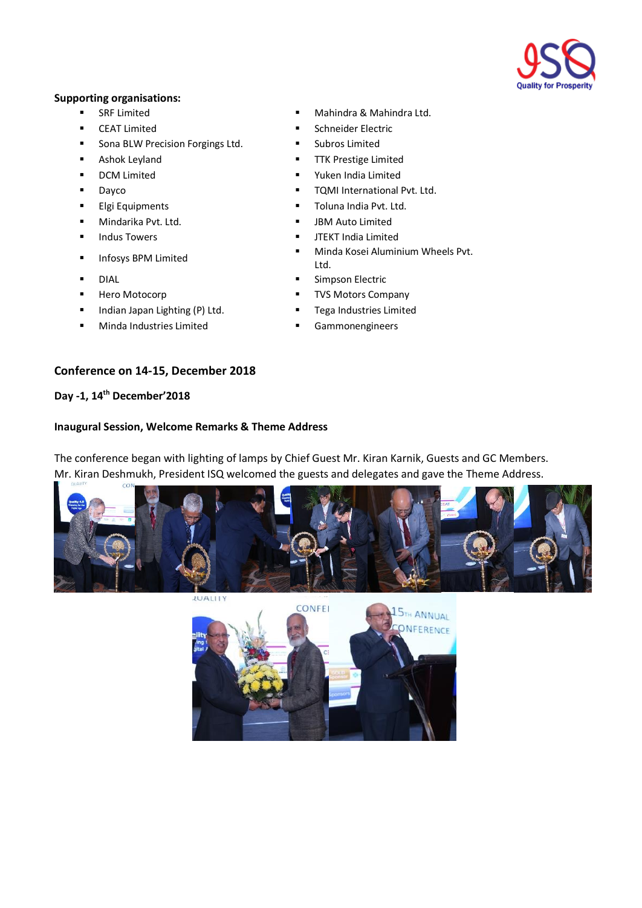**Supporting organisations:**

- SRF Limited
- CEAT Limited
- Sona BLW Precision Forgings Ltd.
- Ashok Leyland
- DCM Limited
- Dayco
- Elgi Equipments
- Mindarika Pvt. Ltd.
- Indus Towers
- Infosys BPM Limited
- DIAL
- Hero Motocorp
- Indian Japan Lighting (P) Ltd.
- Minda Industries Limited
- Mahindra & Mahindra Ltd.
- Schneider Electric
- Subros Limited
- TTK Prestige Limited
- Yuken India Limited
- TQMI International Pvt. Ltd.
- Toluna India Pvt. Ltd.
- JBM Auto Limited
- JTEKT India Limited
- Minda Kosei Aluminium Wheels Pvt. Ltd.
- Simpson Electric
- TVS Motors Company
- Tega Industries Limited
- Gammonengineers

**Conference on 14-15, December 2018**

**Day -1, 14th December'2018**

**Inaugural Session, Welcome Remarks & Theme Address**

The conference began with lighting of lamps by Chief Guest Mr. Kiran Karnik, Guests and GC Members. Mr. Kiran Deshmukh, President ISQ welcomed the guests and delegates and gave the Theme Address.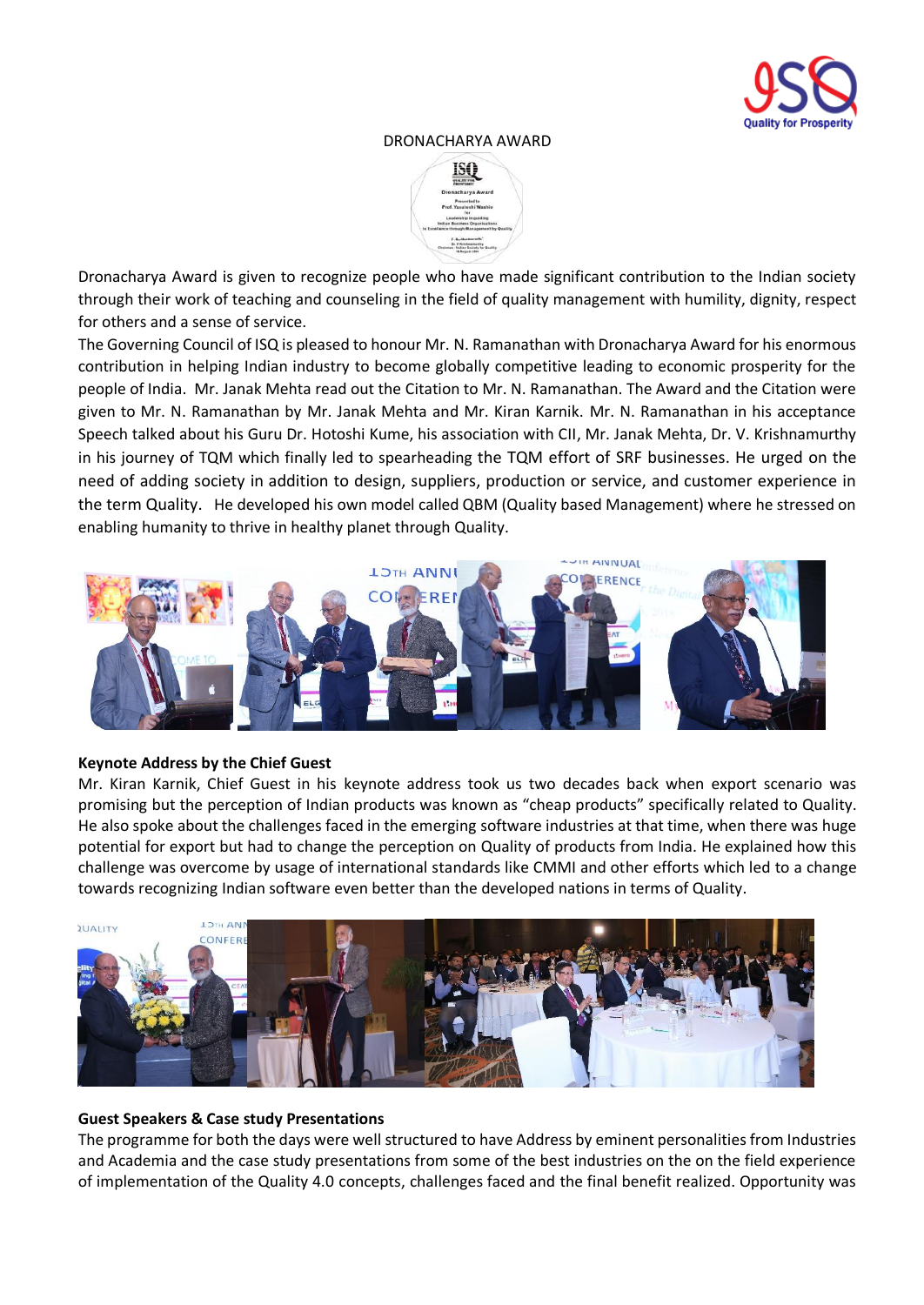DRONACHARYA AWARD

Dronacharya Award is given to recognize people who have made significant contribution to the Indian society through their work of teaching and counseling in the field of quality management with humility, dignity, respect for others and a sense of service.

The Governing Council of ISQ is pleased to honour Mr. N. Ramanathan with Dronacharya Award for his enormous contribution in helping Indian industry to become globally competitive leading to economic prosperity for the people of India. Mr. Janak Mehta read out the Citation to Mr. N. Ramanathan. The Award and the Citation were given to Mr. N. Ramanathan by Mr. Janak Mehta and Mr. Kiran Karnik. Mr. N. Ramanathan in his acceptance Speech talked about his Guru Dr. Hotoshi Kume, his association with CII, Mr. Janak Mehta, Dr. V. Krishnamurthy in his journey of TQM which finally led to spearheading the TQM effort of SRF businesses. He urged on the need of adding society in addition to design, suppliers, production or service, and customer experience in the term Quality. He developed his own model called QBM (Quality based Management) where he stressed on enabling humanity to thrive in healthy planet through Quality.

**Keynote Address by the Chief Guest**

Mr. Kiran Karnik, Chief Guest in his keynote address took us two decades back when export scenario was promising but the perception of Indian products was known as "cheap products" specifically related to Quality. He also spoke about the challenges faced in the emerging software industries at that time, when there was huge potential for export but had to change the perception on Quality of products from India. He explained how this challenge was overcome by usage of international standards like CMMI and other efforts which led to a change towards recognizing Indian software even better than the developed nations in terms of Quality.

**Guest Speakers & Case study Presentations**

The programme for both the days were well structured to have Address by eminent personalities from Industries and Academia and the case study presentations from some of the best industries on the on the field experience of implementation of the Quality 4.0 concepts, challenges faced and the final benefit realized. Opportunity was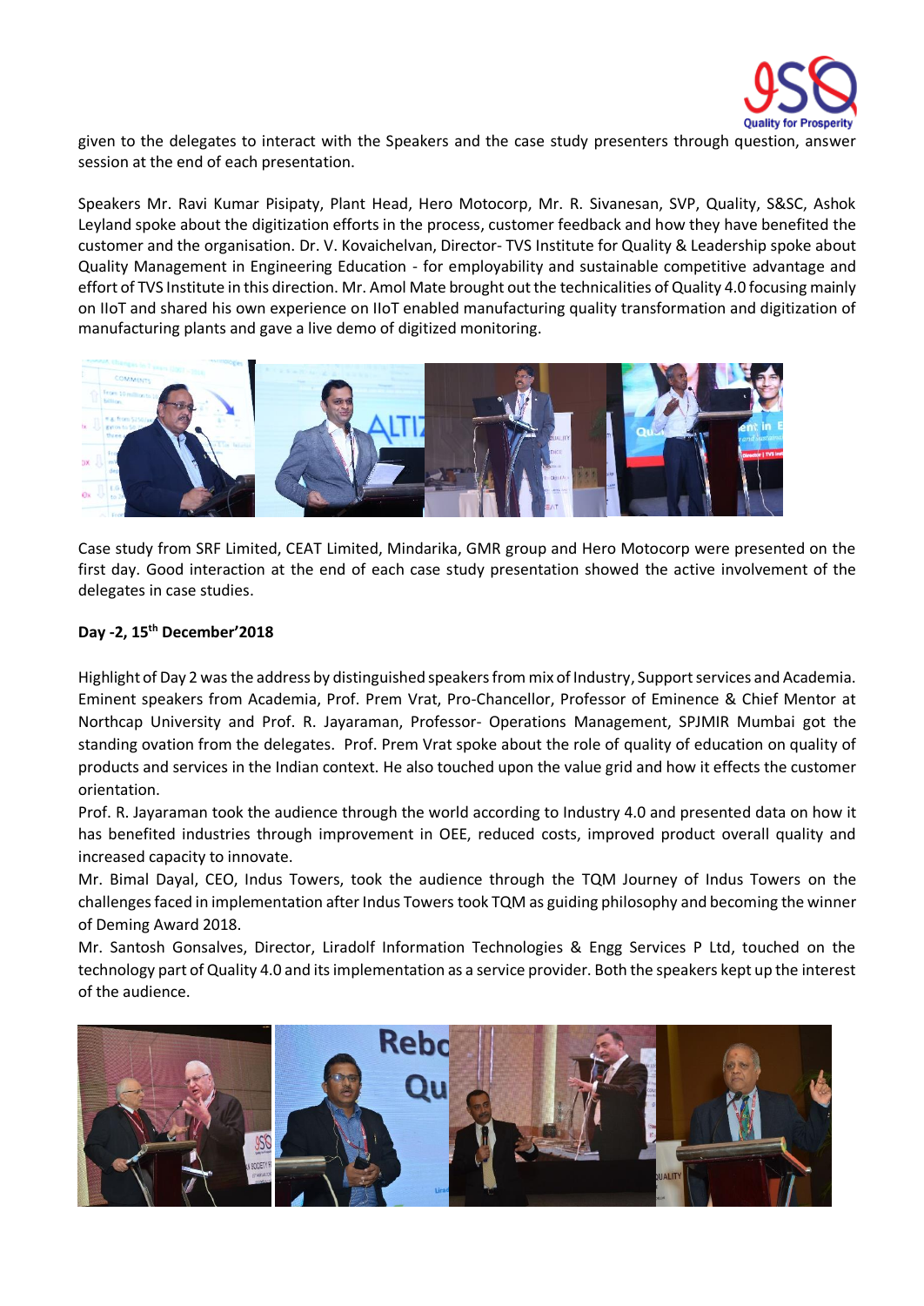given to the delegates to interact with the Speakers and the case study presenters through question, answer session at the end of each presentation.

Speakers Mr. Ravi Kumar Pisipaty, Plant Head, Hero Motocorp, Mr. R. Sivanesan, SVP, Quality, S&SC, Ashok Leyland spoke about the digitization efforts in the process, customer feedback and how they have benefited the customer and the organisation. Dr. V. Kovaichelvan, Director- TVS Institute for Quality & Leadership spoke about Quality Management in Engineering Education - for employability and sustainable competitive advantage and effort of TVS Institute in this direction. Mr. Amol Mate brought out the technicalities of Quality 4.0 focusing mainly on IIoT and shared his own experience on IIoT enabled manufacturing quality transformation and digitization of manufacturing plants and gave a live demo of digitized monitoring.

Case study from SRF Limited, CEAT Limited, Mindarika, GMR group and Hero Motocorp were presented on the first day. Good interaction at the end of each case study presentation showed the active involvement of the delegates in case studies.

**Day -2, 15th December'2018**

Highlight of Day 2 was the address by distinguished speakers from mix of Industry, Support services and Academia. Eminent speakers from Academia, Prof. Prem Vrat, Pro-Chancellor, Professor of Eminence & Chief Mentor at Northcap University and Prof. R. Jayaraman, Professor- Operations Management, SPJMIR Mumbai got the standing ovation from the delegates. Prof. Prem Vrat spoke about the role of quality of education on quality of products and services in the Indian context. He also touched upon the value grid and how it effects the customer orientation.

Prof. R. Jayaraman took the audience through the world according to Industry 4.0 and presented data on how it has benefited industries through improvement in OEE, reduced costs, improved product overall quality and increased capacity to innovate.

Mr. Bimal Dayal, CEO, Indus Towers, took the audience through the TQM Journey of Indus Towers on the challenges faced in implementation after Indus Towers took TQM as guiding philosophy and becoming the winner of Deming Award 2018.

Mr. Santosh Gonsalves, Director, Liradolf Information Technologies & Engg Services P Ltd, touched on the technology part of Quality 4.0 and its implementation as a service provider. Both the speakers kept up the interest of the audience.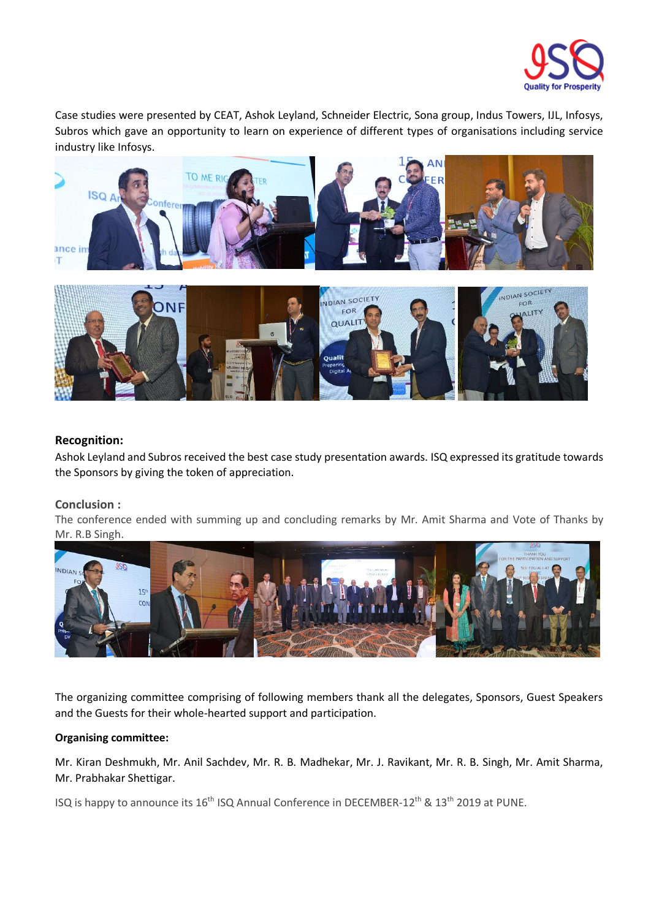Case studies were presented by CEAT, Ashok Leyland, Schneider Electric, Sona group, Indus Towers, IJL, Infosys, Subros which gave an opportunity to learn on experience of different types of organisations including service industry like Infosys.

**Recognition:**

Ashok Leyland and Subros received the best case study presentation awards. ISQ expressed its gratitude towards the Sponsors by giving the token of appreciation.

**Conclusion :**

The conference ended with summing up and concluding remarks by Mr. Amit Sharma and Vote of Thanks by Mr. R.B Singh.

The organizing committee comprising of following members thank all the delegates, Sponsors, Guest Speakers and the Guests for their whole-hearted support and participation.

**Organising committee:**

Mr. Kiran Deshmukh, Mr. Anil Sachdev, Mr. R. B. Madhekar, Mr. J. Ravikant, Mr. R. B. Singh, Mr. Amit Sharma, Mr. Prabhakar Shettigar.

ISQ is happy to announce its 16th ISQ Annual Conference in DECEMBER-12th & 13th 2019 at PUNE.